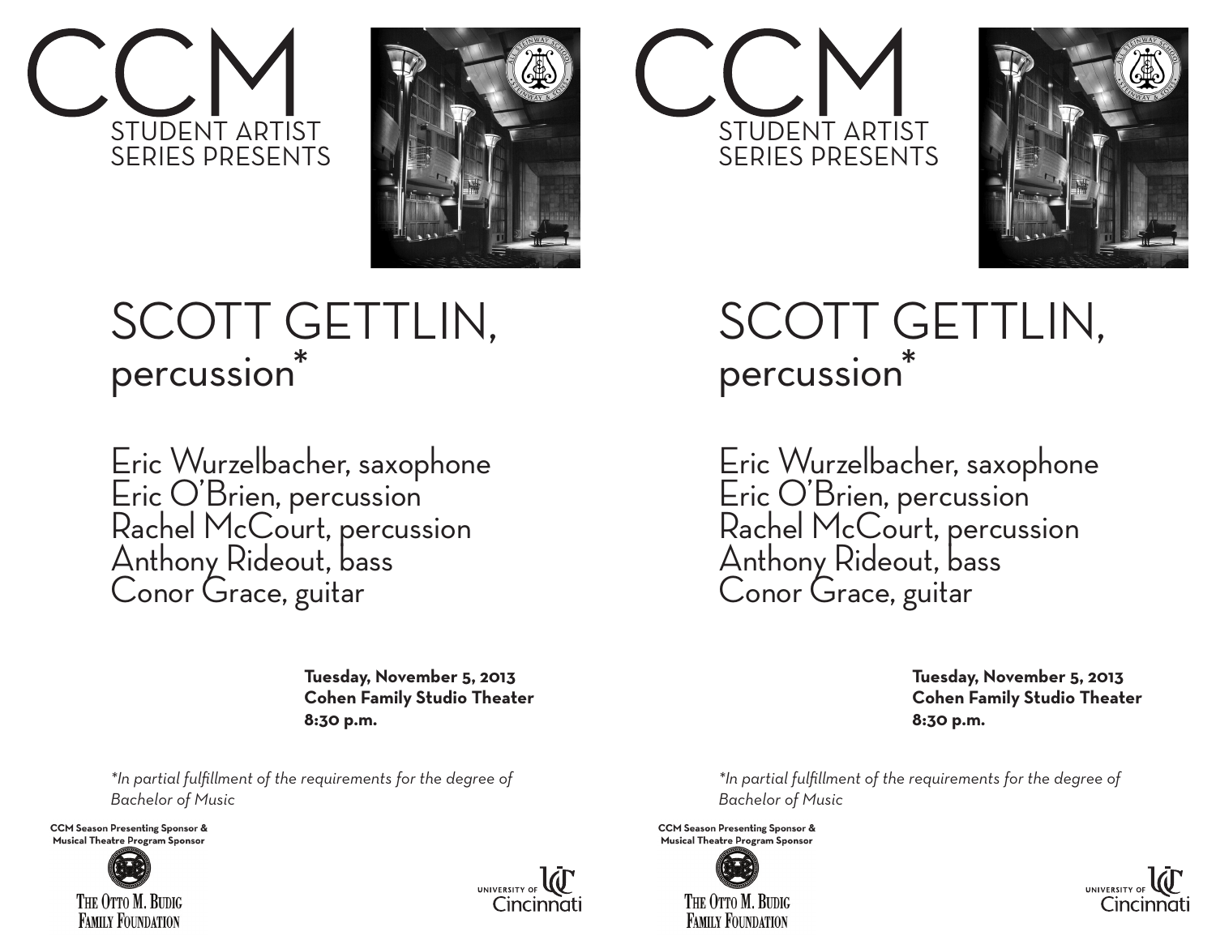# CCM

STUDENT ARTIST SERIES PRESENTS

# SCOTT GETTLIN, percussion*

Eric Wurzelbacher, saxophone
Eric O'Brien, percussion
Rachel McCourt, percussion
Anthony Rideout, bass
Conor Grace, guitar

**Tuesday, November 5, 2013**
**Cohen Family Studio Theater**
**8:30 p.m.**

*\*In partial fulfillment of the requirements for the degree of Bachelor of Music*

**CCM Season Presenting Sponsor & Musical Theatre Program Sponsor**

THE OTTO M. BUDIG FAMILY FOUNDATION

UNIVERSITY OF Cincinnati

# CCM

STUDENT ARTIST SERIES PRESENTS

# SCOTT GETTLIN, percussion*

Eric Wurzelbacher, saxophone
Eric O'Brien, percussion
Rachel McCourt, percussion
Anthony Rideout, bass
Conor Grace, guitar

**Tuesday, November 5, 2013**
**Cohen Family Studio Theater**
**8:30 p.m.**

*\*In partial fulfillment of the requirements for the degree of Bachelor of Music*

**CCM Season Presenting Sponsor & Musical Theatre Program Sponsor**

THE OTTO M. BUDIG FAMILY FOUNDATION

UNIVERSITY OF Cincinnati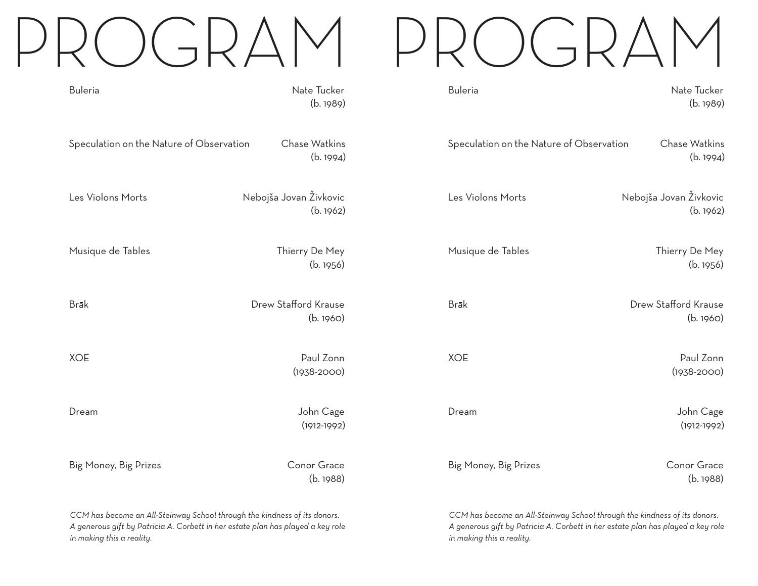# PROGRAM

| | |
|---|---|
| Buleria | Nate Tucker (b. 1989) |
| Speculation on the Nature of Observation | Chase Watkins (b. 1994) |
| Les Violons Morts | Nebojša Jovan Živkovic (b. 1962) |
| Musique de Tables | Thierry De Mey (b. 1956) |
| Brāk | Drew Stafford Krause (b. 1960) |
| XOE | Paul Zonn (1938-2000) |
| Dream | John Cage (1912-1992) |
| Big Money, Big Prizes | Conor Grace (b. 1988) |

*CCM has become an All-Steinway School through the kindness of its donors. A generous gift by Patricia A. Corbett in her estate plan has played a key role in making this a reality.*

# PROGRAM

| | |
|---|---|
| Buleria | Nate Tucker (b. 1989) |
| Speculation on the Nature of Observation | Chase Watkins (b. 1994) |
| Les Violons Morts | Nebojša Jovan Živkovic (b. 1962) |
| Musique de Tables | Thierry De Mey (b. 1956) |
| Brāk | Drew Stafford Krause (b. 1960) |
| XOE | Paul Zonn (1938-2000) |
| Dream | John Cage (1912-1992) |
| Big Money, Big Prizes | Conor Grace (b. 1988) |

*CCM has become an All-Steinway School through the kindness of its donors. A generous gift by Patricia A. Corbett in her estate plan has played a key role in making this a reality.*